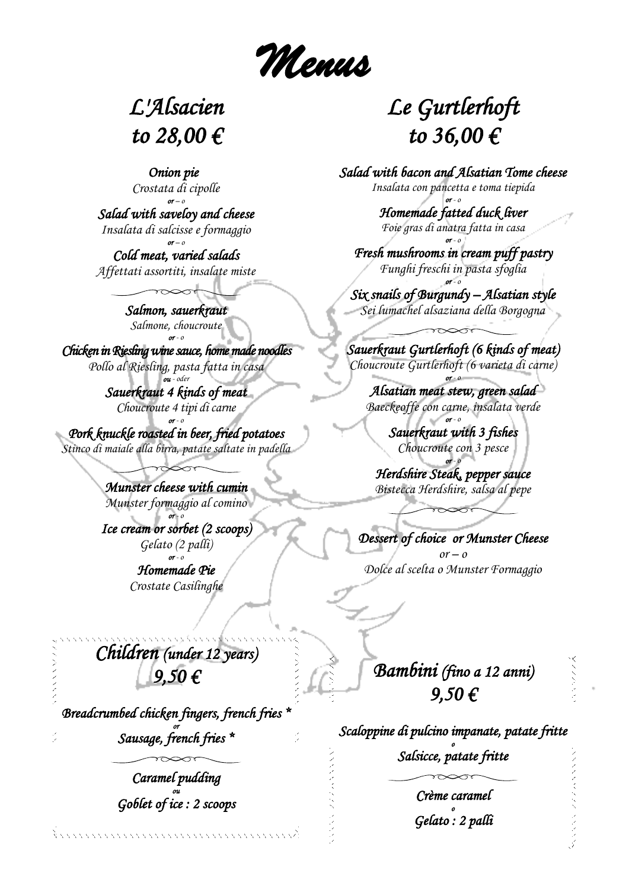# Menus

## L'Alsacien to 28,00 €

**Onion pie**
*Crostata di cipolle*
*or – o*
**Salad with saveloy and cheese**
*Insalata di salcisse e formaggio*
*or – o*
**Cold meat, varied salads**
*Affettati assortiti, insalate miste*

---

**Salmon, sauerkraut**
*Salmone, choucroute*
*or - o*
**Chicken in Riesling wine sauce, home made noodles**
*Pollo al Riesling, pasta fatta in casa*
*ou - oder*
**Sauerkraut 4 kinds of meat**
*Choucroute 4 tipi di carne*
*or - o*
**Pork knuckle roasted in beer, fried potatoes**
*Stinco di maiale alla birra, patate saltate in padella*

---

**Munster cheese with cumin**
*Munster formaggio al comino*
*or - o*
**Ice cream or sorbet (2 scoops)**
*Gelato (2 palli)*
*or - o*
**Homemade Pie**
*Crostate Casilinghe*

## Le Gurtlerhoft to 36,00 €

**Salad with bacon and Alsatian Tome cheese**
*Insalata con pancetta e toma tiepida*
*or - o*
**Homemade fatted duck liver**
*Foie gras di anatra fatta in casa*
*or - o*
**Fresh mushrooms in cream puff pastry**
*Funghi freschi in pasta sfoglia*
*or - o*
**Six snails of Burgundy – Alsatian style**
*Sei lumachel alsaziana della Borgogna*

---

**Sauerkraut Gurtlerhoft (6 kinds of meat)**
*Choucroute Gurtlerhoft (6 varieta di carne)*
*or - o*
**Alsatian meat stew, green salad**
*Baeckeoffe con carne, insalata verde*
*or - o*
**Sauerkraut with 3 fishes**
*Choucroute con 3 pesce*
*or - o*
**Herdshire Steak, pepper sauce**
*Bistecca Herdshire, salsa al pepe*

---

**Dessert of choice or Munster Cheese**
*or – o*
*Dolce al scelta o Munster Formaggio*

## Children (under 12 years) 9,50 €

**Breadcrumbed chicken fingers, french fries ***
*or*
**Sausage, french fries ***

---

**Caramel pudding**
*ou*
**Goblet of ice : 2 scoops**

## Bambini (fino a 12 anni) 9,50 €

**Scaloppine di pulcino impanate, patate fritte**
*o*
**Salsicce, patate fritte**

---

**Crème caramel**
*o*
**Gelato : 2 palli**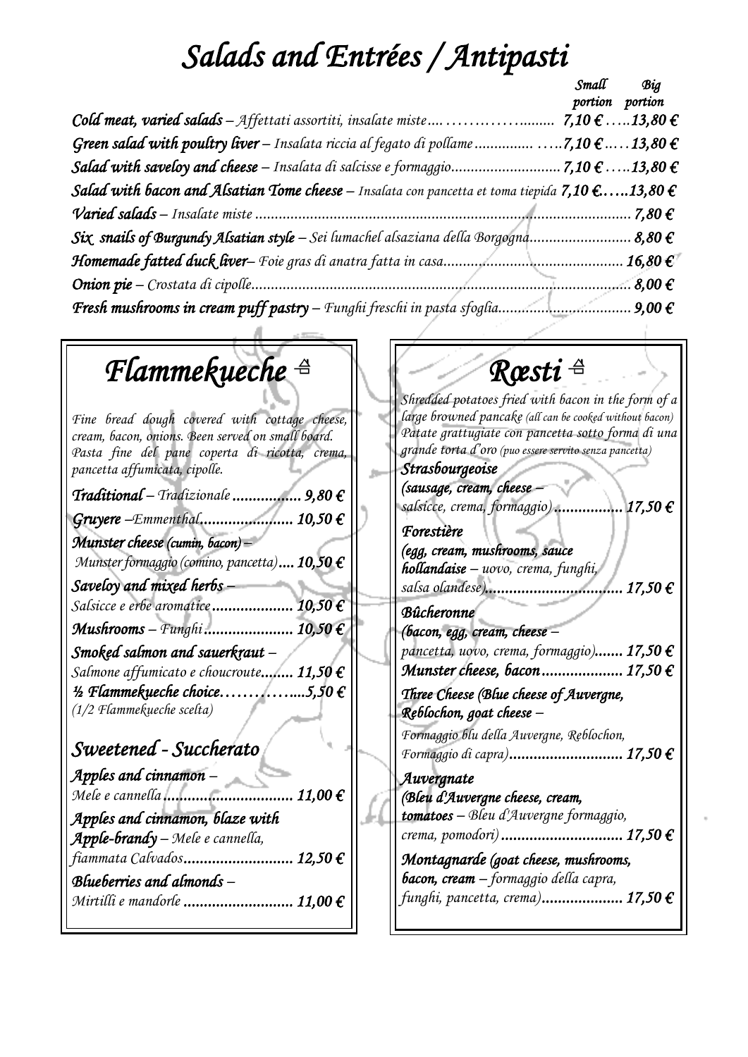# Salads and Entrées / Antipasti

| | Small portion | Big portion |
|---|---|---|
| ***Cold meat, varied salads*** – *Affettati assortiti, insalate miste* | 7,10 € | 13,80 € |
| ***Green salad with poultry liver*** – *Insalata riccia al fegato di pollame* | 7,10 € | 13,80 € |
| ***Salad with saveloy and cheese*** – *Insalata di salcisse e formaggio* | 7,10 € | 13,80 € |
| ***Salad with bacon and Alsatian Tome cheese*** – *Insalata con pancetta et toma tiepida* | 7,10 € | 13,80 € |

***Varied salads*** – *Insalate miste* ........ 7,80 €

***Six snails of Burgundy Alsatian style*** – *Sei lumachel alsaziana della Borgogna* ........ 8,80 €

***Homemade fatted duck liver*** – *Foie gras di anatra fatta in casa* ........ 16,80 €

***Onion pie*** – *Crostata di cipolle* ........ 8,00 €

***Fresh mushrooms in cream puff pastry*** – *Funghi freschi in pasta sfoglia* ........ 9,00 €

## *Flammekueche* 샴

*Fine bread dough covered with cottage cheese, cream, bacon, onions. Been served on small board.*
*Pasta fine del pane coperta di ricotta, crema, pancetta affumicata, cipolle.*

***Traditional*** – *Tradizionale* ........ 9,80 €

***Gruyere*** – *Emmenthal* ........ 10,50 €

***Munster cheese** (cumin, bacon)* – *Munster formaggio (comino, pancetta)* ........ 10,50 €

***Saveloy and mixed herbs*** – *Salsicce e erbe aromatice* ........ 10,50 €

***Mushrooms*** – *Funghi* ........ 10,50 €

***Smoked salmon and sauerkraut*** – *Salmone affumicato e choucroute* ........ 11,50 €

***½ Flammekueche choice*** ........ 5,50 €
*(1/2 Flammekueche scelta)*

### *Sweetened - Succherato*

***Apples and cinnamon*** – *Mele e cannella* ........ 11,00 €

***Apples and cinnamon, blaze with Apple-brandy*** – *Mele e cannella, fiammata Calvados* ........ 12,50 €

***Blueberries and almonds*** – *Mirtilli e mandorle* ........ 11,00 €

## *Rœsti* 샴

*Shredded potatoes fried with bacon in the form of a large browned pancake (all can be cooked without bacon)*
*Patate grattugiate con pancetta sotto forma di una grande torta d'oro (puo essere servito senza pancetta)*

***Strasbourgeoise***
***(sausage, cream, cheese*** – *salsicce, crema, formaggio)* ........ 17,50 €

***Forestière***
***(egg, cream, mushrooms, sauce hollandaise*** – *uovo, crema, funghi, salsa olandese)* ........ 17,50 €

***Bûcheronne***
***(bacon, egg, cream, cheese*** – *pancetta, uovo, crema, formaggio)* ........ 17,50 €

***Munster cheese, bacon*** ........ 17,50 €

***Three Cheese (Blue cheese of Auvergne, Reblochon, goat cheese*** – *Formaggio blu della Auvergne, Reblochon, Formaggio di capra)* ........ 17,50 €

***Auvergnate***
***(Bleu d'Auvergne cheese, cream, tomatoes*** – *Bleu d'Auvergne formaggio, crema, pomodori)* ........ 17,50 €

***Montagnarde (goat cheese, mushrooms, bacon, cream*** – *formaggio della capra, funghi, pancetta, crema)* ........ 17,50 €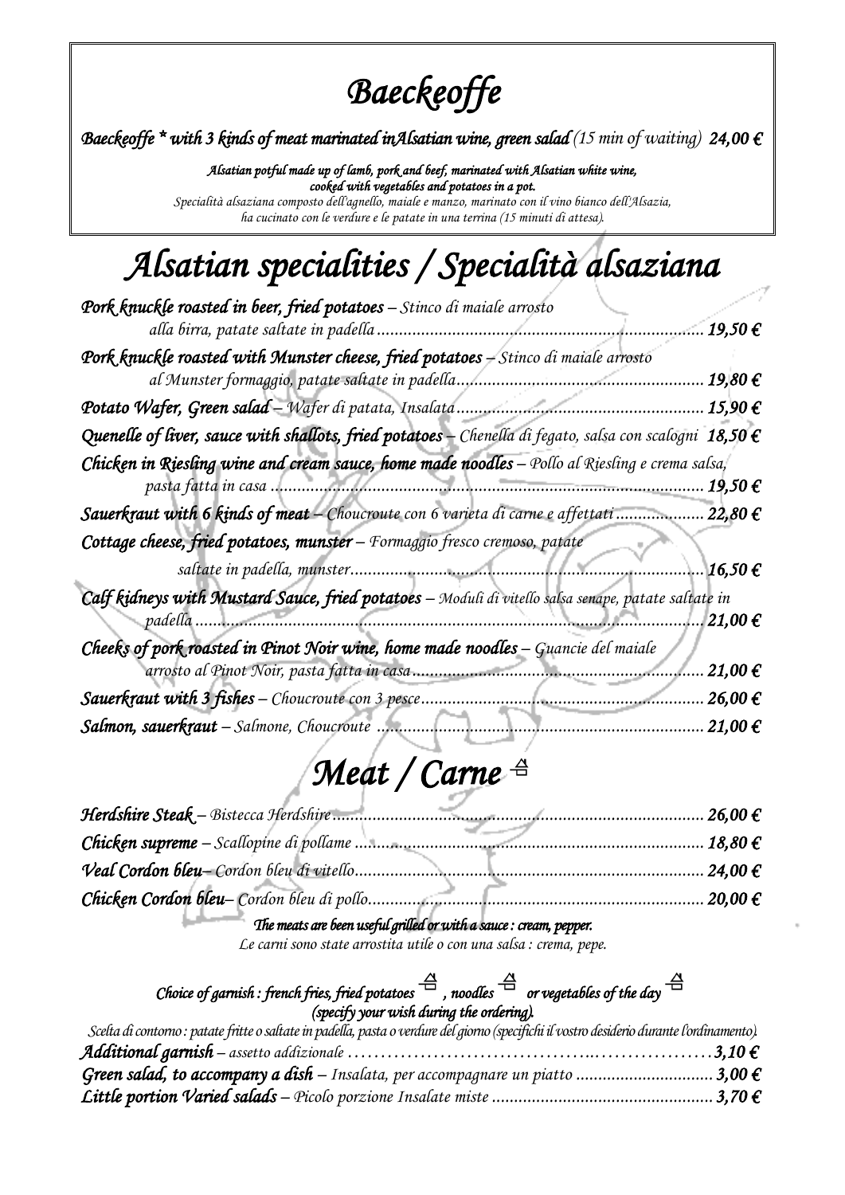# *Baeckeoffe*

***Baeckeoffe \* with 3 kinds of meat marinated inAlsatian wine, green salad*** *(15 min of waiting)* ***24,00 €***

***Alsatian potful made up of lamb, pork and beef, marinated with Alsatian white wine, cooked with vegetables and potatoes in a pot.***
*Specialità alsaziana composto dell'agnello, maiale e manzo, marinato con il vino bianco dell'Alsazia, ha cucinato con le verdure e le patate in una terrina (15 minuti di attesa).*

# *Alsatian specialities / Specialità alsaziana*

***Pork knuckle roasted in beer, fried potatoes*** – *Stinco di maiale arrosto alla birra, patate saltate in padella* ........ ***19,50 €***

***Pork knuckle roasted with Munster cheese, fried potatoes*** – *Stinco di maiale arrosto al Munster formaggio, patate saltate in padella* ........ ***19,80 €***

***Potato Wafer, Green salad*** – *Wafer di patata, Insalata* ........ ***15,90 €***

***Quenelle of liver, sauce with shallots, fried potatoes*** – *Chenella di fegato, salsa con scalogni* ***18,50 €***

***Chicken in Riesling wine and cream sauce, home made noodles*** – *Pollo al Riesling e crema salsa, pasta fatta in casa* ........ ***19,50 €***

***Sauerkraut with 6 kinds of meat*** – *Choucroute con 6 varieta di carne e affettati* ........ ***22,80 €***

***Cottage cheese, fried potatoes, munster*** – *Formaggio fresco cremoso, patate saltate in padella, munster* ........ ***16,50 €***

***Calf kidneys with Mustard Sauce, fried potatoes*** – *Moduli di vitello salsa senape, patate saltate in padella* ........ ***21,00 €***

***Cheeks of pork roasted in Pinot Noir wine, home made noodles*** – *Guancie del maiale arrosto al Pinot Noir, pasta fatta in casa* ........ ***21,00 €***

***Sauerkraut with 3 fishes*** – *Choucroute con 3 pesce* ........ ***26,00 €***

***Salmon, sauerkraut*** – *Salmone, Choucroute* ........ ***21,00 €***

# *Meat / Carne*

***Herdshire Steak*** – *Bistecca Herdshire* ........ ***26,00 €***

***Chicken supreme*** – *Scallopine di pollame* ........ ***18,80 €***

***Veal Cordon bleu*** – *Cordon bleu di vitello* ........ ***24,00 €***

***Chicken Cordon bleu*** – *Cordon bleu di pollo* ........ ***20,00 €***

***The meats are been useful grilled or with a sauce : cream, pepper.***
*Le carni sono state arrostita utile o con una salsa : crema, pepe.*

***Choice of garnish : french fries, fried potatoes , noodles or vegetables of the day (specify your wish during the ordering).***
*Scelta di contorno : patate fritte o saltate in padella, pasta o verdure del giorno (specifichi il vostro desiderio durante l'ordinamento).*

***Additional garnish*** – *assetto addizionale* ........ ***3,10 €***

***Green salad, to accompany a dish*** – *Insalata, per accompagnare un piatto* ........ ***3,00 €***

***Little portion Varied salads*** – *Picolo porzione Insalate miste* ........ ***3,70 €***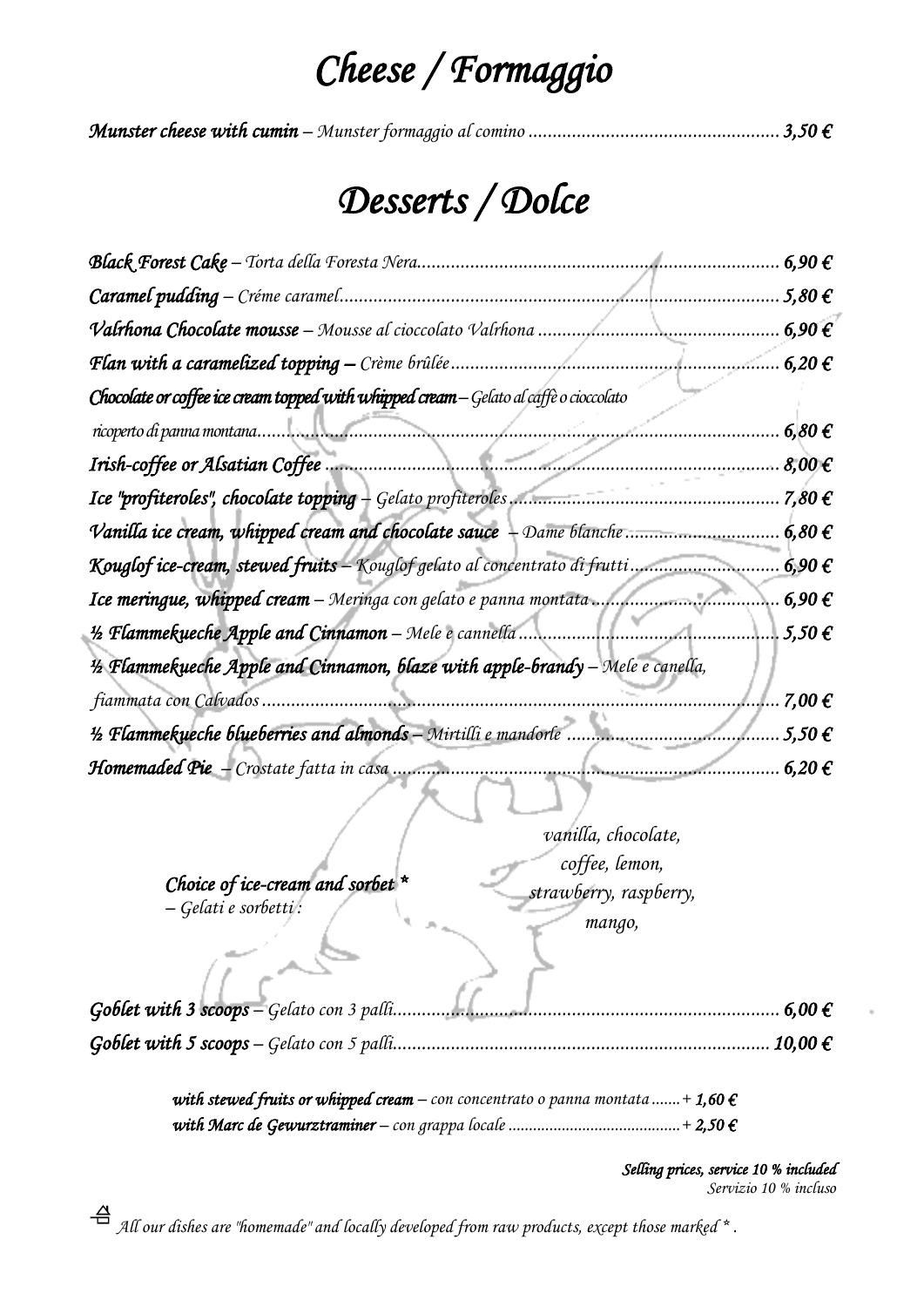# Cheese / Formaggio

***Munster cheese with cumin*** – *Munster formaggio al comino* .................................................... ***3,50 €***

# Desserts / Dolce

***Black Forest Cake*** – *Torta della Foresta Nera*........................................................................... ***6,90 €***

***Caramel pudding*** – *Créme caramel*........................................................................................ ***5,80 €***

***Valrhona Chocolate mousse*** – *Mousse al cioccolato Valrhona* .................................................... ***6,90 €***

***Flan with a caramelized topping*** – *Crème brûlée* ...................................................................... ***6,20 €***

***Chocolate or coffee ice cream topped with whipped cream*** – *Gelato al caffè o cioccolato ricoperto di panna montana*........................................................................................................... ***6,80 €***

***Irish-coffee or Alsatian Coffee*** ................................................................................................ ***8,00 €***

***Ice "profiteroles", chocolate topping*** – *Gelato profiteroles* ........................................................ ***7,80 €***

***Vanilla ice cream, whipped cream and chocolate sauce*** – *Dame blanche* ................................ ***6,80 €***

***Kouglof ice-cream, stewed fruits*** – *Kouglof gelato al concentrato di frutti* ............................... ***6,90 €***

***Ice meringue, whipped cream*** – *Meringa con gelato e panna montata* ....................................... ***6,90 €***

***½ Flammekueche Apple and Cinnamon*** – *Mele e cannella* ........................................................ ***5,50 €***

***½ Flammekueche Apple and Cinnamon, blaze with apple-brandy*** – *Mele e canella, fiammata con Calvados* .................................................................................................................... ***7,00 €***

***½ Flammekueche blueberries and almonds*** – *Mirtilli e mandorle* ............................................ ***5,50 €***

***Homemaded Pie*** – *Crostate fatta in casa* .................................................................................. ***6,20 €***

***Choice of ice-cream and sorbet **** – *Gelati e sorbetti* : *vanilla, chocolate, coffee, lemon, strawberry, raspberry, mango,*

***Goblet with 3 scoops*** – *Gelato con 3 palli*................................................................................. ***6,00 €***

***Goblet with 5 scoops*** – *Gelato con 5 palli*............................................................................... ***10,00 €***

***with stewed fruits or whipped cream*** – *con concentrato o panna montata* ....... ***+ 1,60 €***

***with Marc de Gewurztraminer*** – *con grappa locale* ......................................... ***+ 2,50 €***

***Selling prices, service 10 % included***

*Servizio 10 % incluso*

*All our dishes are "homemade" and locally developed from raw products, except those marked * .*